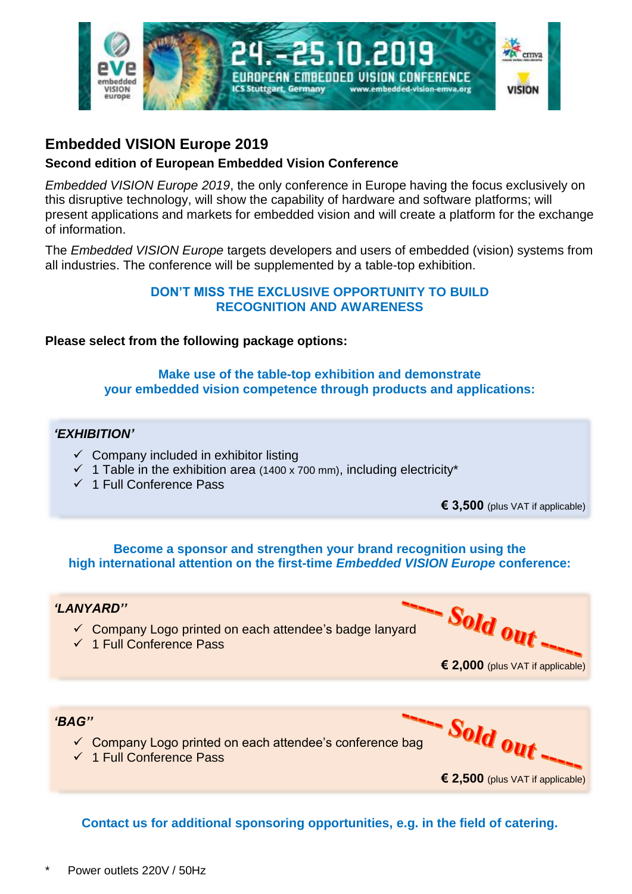24.-25.10.2019

EUROPEAN EMBEDDED VISION CONFERENCE

ICS Stuttgart, Germany www.embedded-vision-emva.org

# Embedded VISION Europe 2019

### Second edition of European Embedded Vision Conference

*Embedded VISION Europe 2019*, the only conference in Europe having the focus exclusively on this disruptive technology, will show the capability of hardware and software platforms; will present applications and markets for embedded vision and will create a platform for the exchange of information.

The *Embedded VISION Europe* targets developers and users of embedded (vision) systems from all industries. The conference will be supplemented by a table-top exhibition.

**DON'T MISS THE EXCLUSIVE OPPORTUNITY TO BUILD RECOGNITION AND AWARENESS**

**Please select from the following package options:**

**Make use of the table-top exhibition and demonstrate your embedded vision competence through products and applications:**

***'EXHIBITION'***

- ✓ Company included in exhibitor listing
- ✓ 1 Table in the exhibition area (1400 x 700 mm), including electricity*
- ✓ 1 Full Conference Pass

**€ 3,500** (plus VAT if applicable)

**Become a sponsor and strengthen your brand recognition using the high international attention on the first-time *Embedded VISION Europe* conference:**

***'LANYARD''***

- ✓ Company Logo printed on each attendee's badge lanyard
- ✓ 1 Full Conference Pass

----- Sold out -----

**€ 2,000** (plus VAT if applicable)

***'BAG''***

- ✓ Company Logo printed on each attendee's conference bag
- ✓ 1 Full Conference Pass

----- Sold out -----

**€ 2,500** (plus VAT if applicable)

**Contact us for additional sponsoring opportunities, e.g. in the field of catering.**

\* Power outlets 220V / 50Hz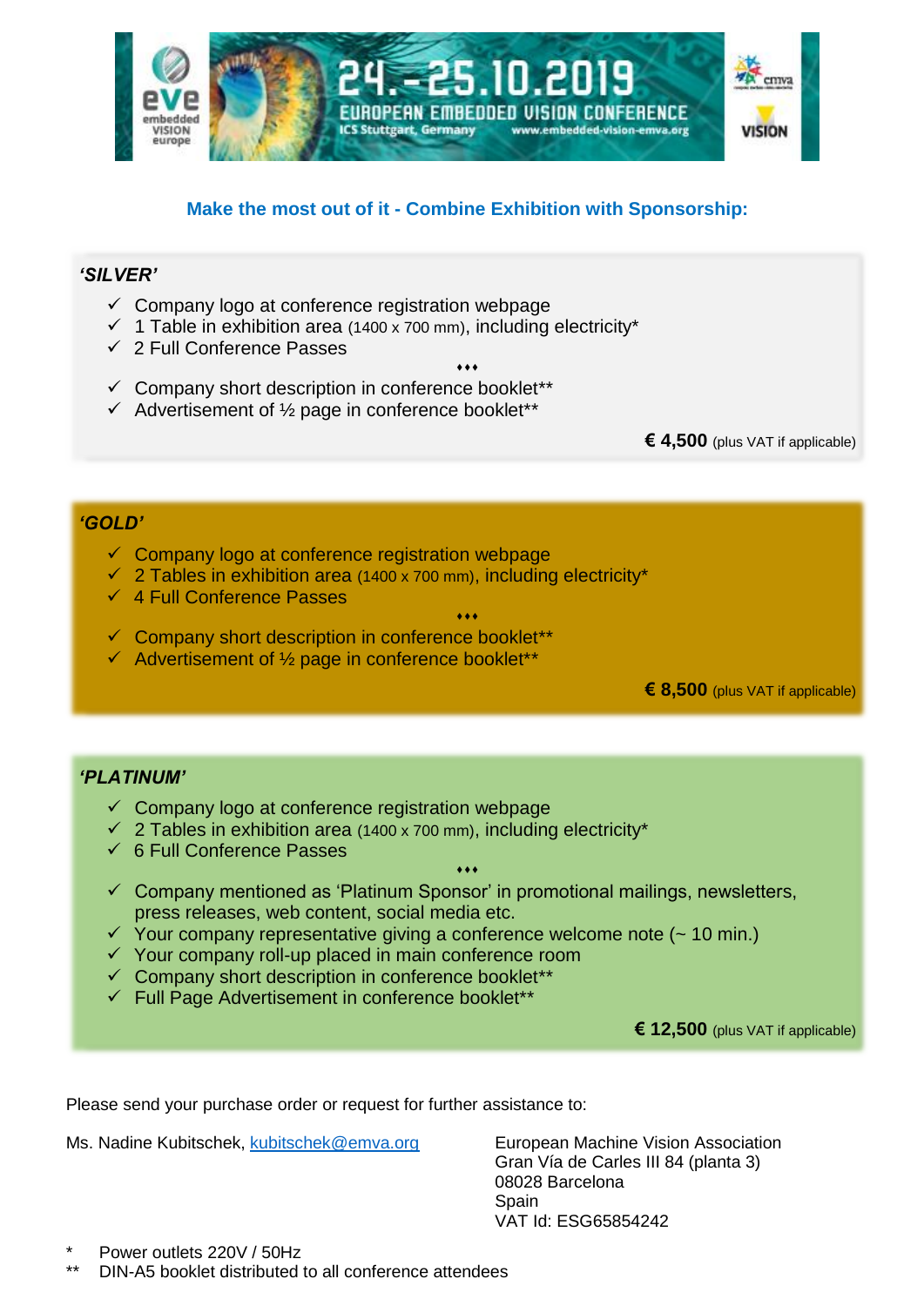## Make the most out of it - Combine Exhibition with Sponsorship:

***'SILVER'***

- ✓ Company logo at conference registration webpage
- ✓ 1 Table in exhibition area (1400 x 700 mm), including electricity*
- ✓ 2 Full Conference Passes

♦♦♦

- ✓ Company short description in conference booklet**
- ✓ Advertisement of ½ page in conference booklet**

**€ 4,500** (plus VAT if applicable)

***'GOLD'***

- ✓ Company logo at conference registration webpage
- ✓ 2 Tables in exhibition area (1400 x 700 mm), including electricity*
- ✓ 4 Full Conference Passes

♦♦♦

- ✓ Company short description in conference booklet**
- ✓ Advertisement of ½ page in conference booklet**

**€ 8,500** (plus VAT if applicable)

***'PLATINUM'***

- ✓ Company logo at conference registration webpage
- ✓ 2 Tables in exhibition area (1400 x 700 mm), including electricity*
- ✓ 6 Full Conference Passes

♦♦♦

- ✓ Company mentioned as 'Platinum Sponsor' in promotional mailings, newsletters, press releases, web content, social media etc.
- ✓ Your company representative giving a conference welcome note (~ 10 min.)
- ✓ Your company roll-up placed in main conference room
- ✓ Company short description in conference booklet**
- ✓ Full Page Advertisement in conference booklet**

**€ 12,500** (plus VAT if applicable)

Please send your purchase order or request for further assistance to:

Ms. Nadine Kubitschek, kubitschek@emva.org

European Machine Vision Association
Gran Vía de Carles III 84 (planta 3)
08028 Barcelona
Spain
VAT Id: ESG65854242

\* Power outlets 220V / 50Hz
\** DIN-A5 booklet distributed to all conference attendees